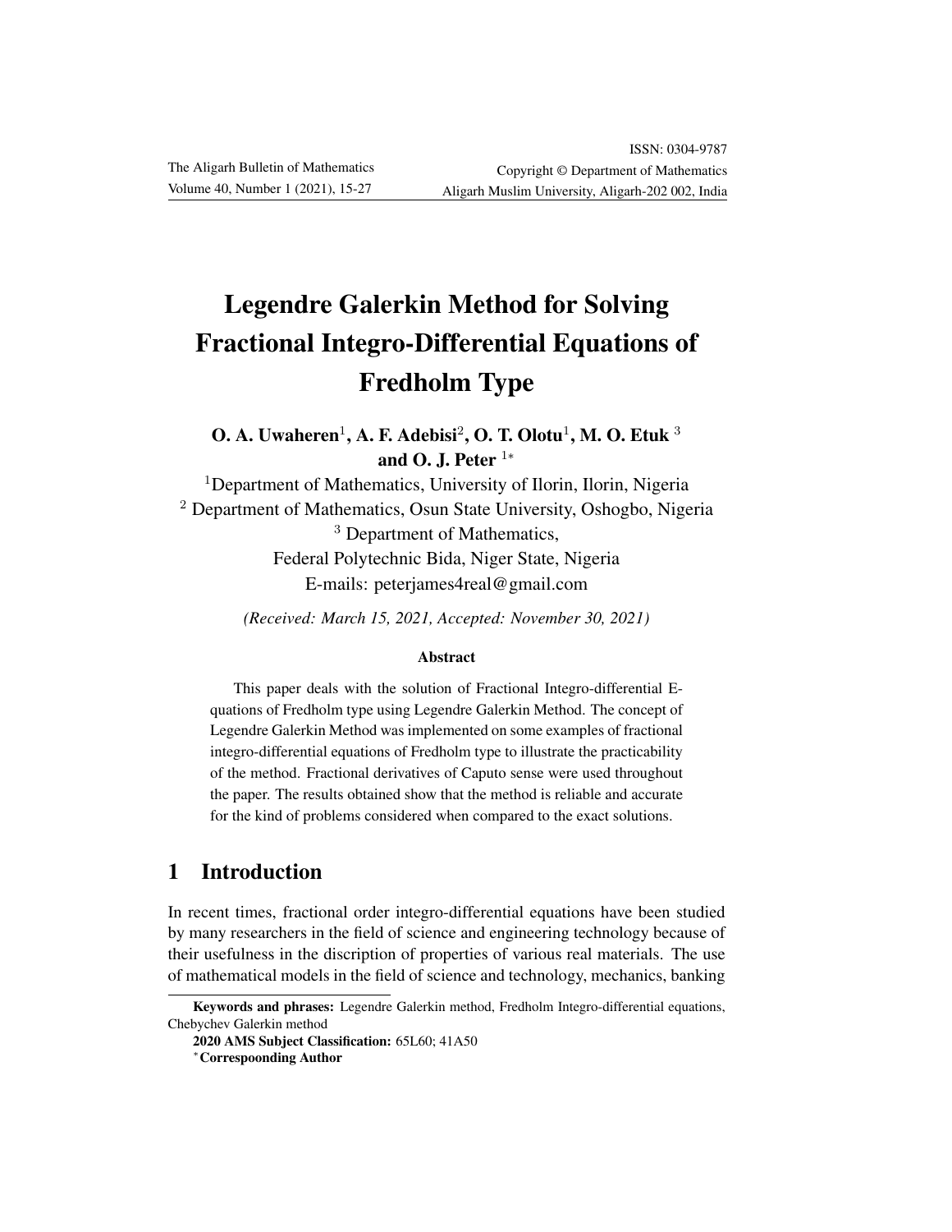# Legendre Galerkin Method for Solving Fractional Integro-Differential Equations of Fredholm Type

**O. A. Uwaheren[1], A. F. Adebisi[2], O. T. Olotu[1], M. O. Etuk [3] and O. J. Peter [1*]**

[1]Department of Mathematics, University of Ilorin, Ilorin, Nigeria

[2] Department of Mathematics, Osun State University, Oshogbo, Nigeria

[3] Department of Mathematics, Federal Polytechnic Bida, Niger State, Nigeria

E-mails: peterjames4real@gmail.com

*(Received: March 15, 2021, Accepted: November 30, 2021)*

### Abstract

This paper deals with the solution of Fractional Integro-differential Equations of Fredholm type using Legendre Galerkin Method. The concept of Legendre Galerkin Method was implemented on some examples of fractional integro-differential equations of Fredholm type to illustrate the practicability of the method. Fractional derivatives of Caputo sense were used throughout the paper. The results obtained show that the method is reliable and accurate for the kind of problems considered when compared to the exact solutions.

## 1 Introduction

In recent times, fractional order integro-differential equations have been studied by many researchers in the field of science and engineering technology because of their usefulness in the discription of properties of various real materials. The use of mathematical models in the field of science and technology, mechanics, banking

---

**Keywords and phrases:** Legendre Galerkin method, Fredholm Integro-differential equations, Chebychev Galerkin method

**2020 AMS Subject Classification:** 65L60; 41A50

[*]**Correspoonding Author**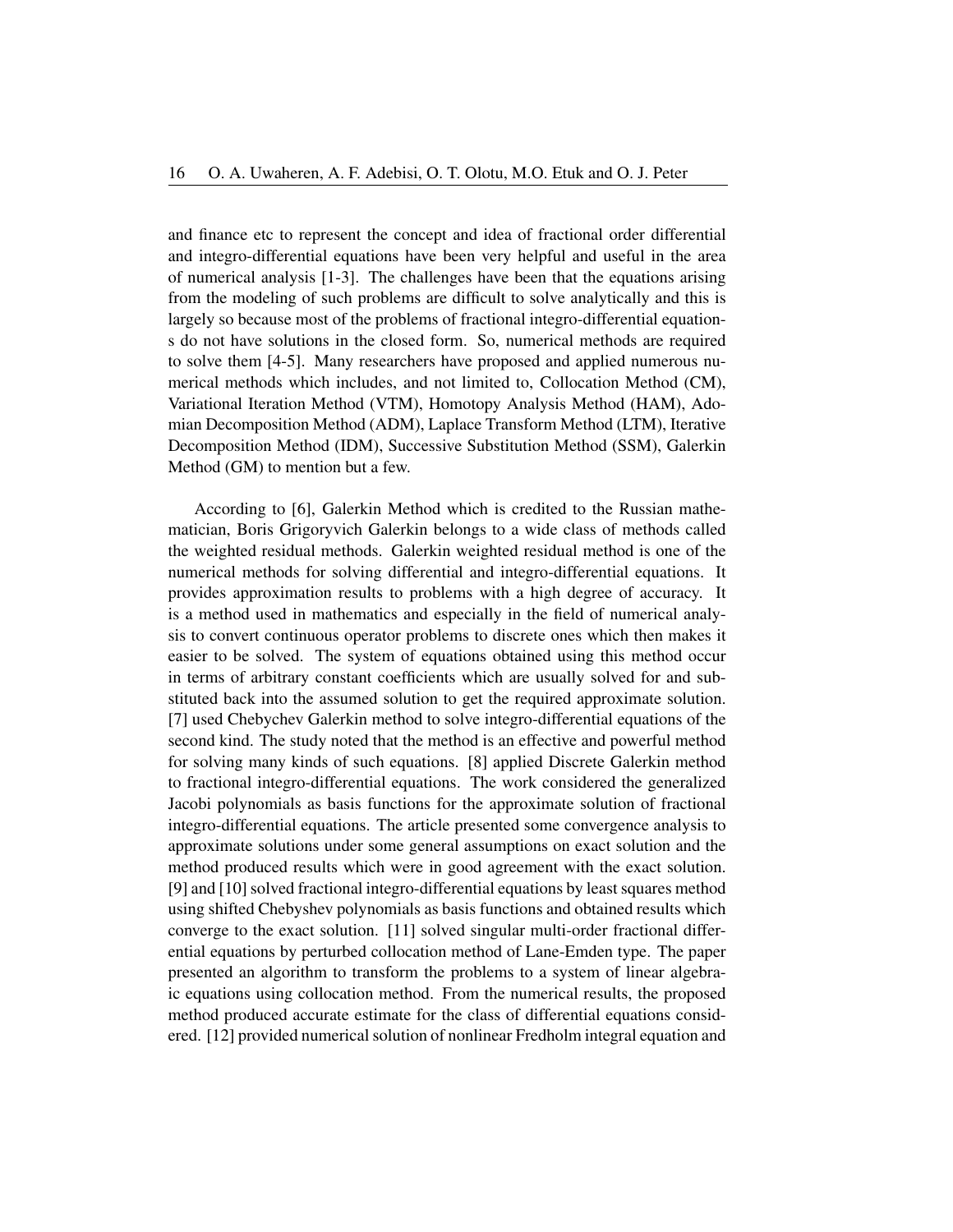and finance etc to represent the concept and idea of fractional order differential and integro-differential equations have been very helpful and useful in the area of numerical analysis [1-3]. The challenges have been that the equations arising from the modeling of such problems are difficult to solve analytically and this is largely so because most of the problems of fractional integro-differential equations do not have solutions in the closed form. So, numerical methods are required to solve them [4-5]. Many researchers have proposed and applied numerous numerical methods which includes, and not limited to, Collocation Method (CM), Variational Iteration Method (VTM), Homotopy Analysis Method (HAM), Adomian Decomposition Method (ADM), Laplace Transform Method (LTM), Iterative Decomposition Method (IDM), Successive Substitution Method (SSM), Galerkin Method (GM) to mention but a few.

According to [6], Galerkin Method which is credited to the Russian mathematician, Boris Grigoryvich Galerkin belongs to a wide class of methods called the weighted residual methods. Galerkin weighted residual method is one of the numerical methods for solving differential and integro-differential equations. It provides approximation results to problems with a high degree of accuracy. It is a method used in mathematics and especially in the field of numerical analysis to convert continuous operator problems to discrete ones which then makes it easier to be solved. The system of equations obtained using this method occur in terms of arbitrary constant coefficients which are usually solved for and substituted back into the assumed solution to get the required approximate solution. [7] used Chebychev Galerkin method to solve integro-differential equations of the second kind. The study noted that the method is an effective and powerful method for solving many kinds of such equations. [8] applied Discrete Galerkin method to fractional integro-differential equations. The work considered the generalized Jacobi polynomials as basis functions for the approximate solution of fractional integro-differential equations. The article presented some convergence analysis to approximate solutions under some general assumptions on exact solution and the method produced results which were in good agreement with the exact solution. [9] and [10] solved fractional integro-differential equations by least squares method using shifted Chebyshev polynomials as basis functions and obtained results which converge to the exact solution. [11] solved singular multi-order fractional differential equations by perturbed collocation method of Lane-Emden type. The paper presented an algorithm to transform the problems to a system of linear algebraic equations using collocation method. From the numerical results, the proposed method produced accurate estimate for the class of differential equations considered. [12] provided numerical solution of nonlinear Fredholm integral equation and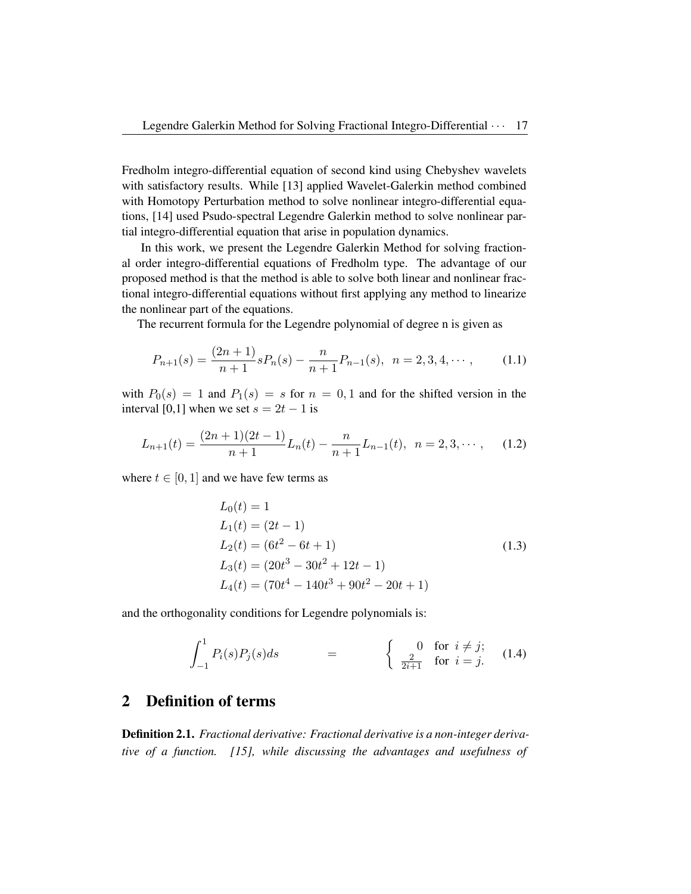Fredholm integro-differential equation of second kind using Chebyshev wavelets with satisfactory results. While [13] applied Wavelet-Galerkin method combined with Homotopy Perturbation method to solve nonlinear integro-differential equations, [14] used Psudo-spectral Legendre Galerkin method to solve nonlinear partial integro-differential equation that arise in population dynamics.

In this work, we present the Legendre Galerkin Method for solving fractional order integro-differential equations of Fredholm type. The advantage of our proposed method is that the method is able to solve both linear and nonlinear fractional integro-differential equations without first applying any method to linearize the nonlinear part of the equations.

The recurrent formula for the Legendre polynomial of degree n is given as

$$P_{n+1}(s) = \frac{(2n+1)}{n+1} s P_n(s) - \frac{n}{n+1} P_{n-1}(s), \quad n = 2, 3, 4, \cdots, \tag{1.1}$$

with $P_0(s) = 1$ and $P_1(s) = s$ for $n = 0, 1$ and for the shifted version in the interval [0,1] when we set $s = 2t - 1$ is

$$L_{n+1}(t) = \frac{(2n+1)(2t-1)}{n+1} L_n(t) - \frac{n}{n+1} L_{n-1}(t), \quad n = 2, 3, \cdots, \tag{1.2}$$

where $t \in [0, 1]$ and we have few terms as

$$\begin{aligned}
L_0(t) &= 1 \\
L_1(t) &= (2t - 1) \\
L_2(t) &= (6t^2 - 6t + 1) \\
L_3(t) &= (20t^3 - 30t^2 + 12t - 1) \\
L_4(t) &= (70t^4 - 140t^3 + 90t^2 - 20t + 1)
\end{aligned} \tag{1.3}$$

and the orthogonality conditions for Legendre polynomials is:

$$\int_{-1}^{1} P_i(s) P_j(s) ds = \begin{cases} 0 & \text{for } i \neq j; \\ \frac{2}{2i+1} & \text{for } i = j. \end{cases} \tag{1.4}$$

## 2 Definition of terms

**Definition 2.1.** *Fractional derivative: Fractional derivative is a non-integer derivative of a function. [15], while discussing the advantages and usefulness of*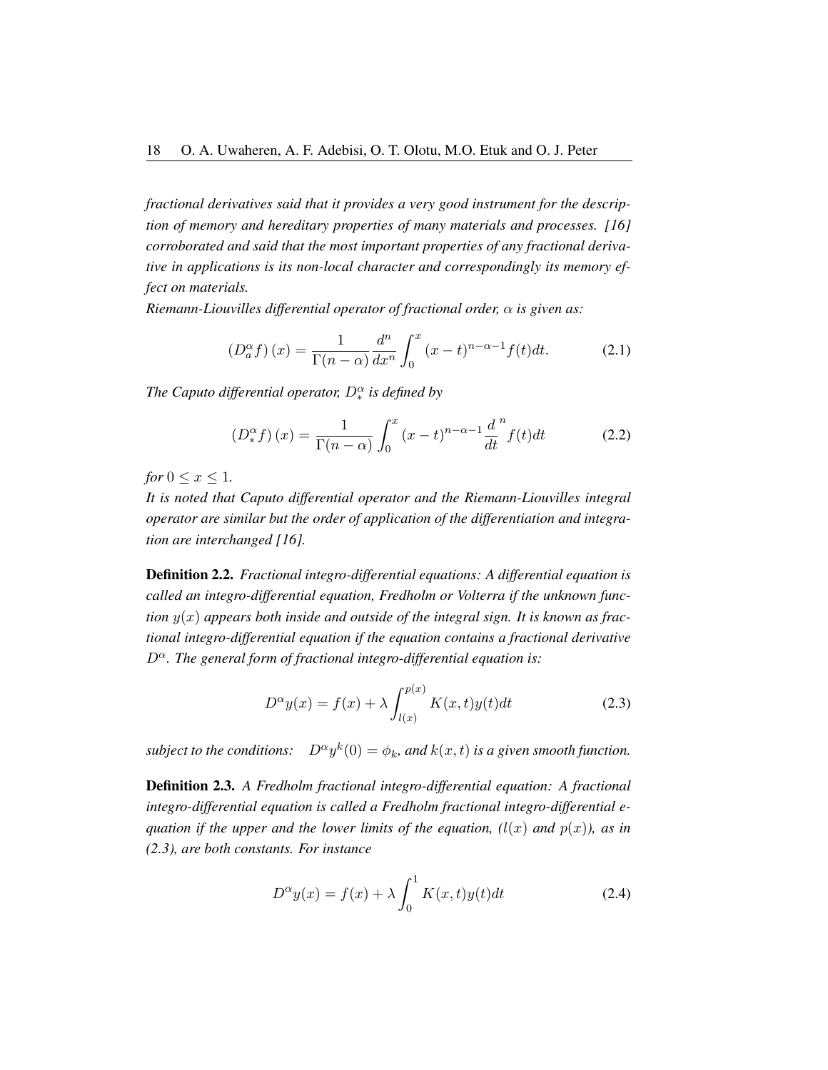*fractional derivatives said that it provides a very good instrument for the description of memory and hereditary properties of many materials and processes. [16] corroborated and said that the most important properties of any fractional derivative in applications is its non-local character and correspondingly its memory effect on materials.*

*Riemann-Liouvilles differential operator of fractional order, $\alpha$ is given as:*

$$\left(D_a^\alpha f\right)(x) = \frac{1}{\Gamma(n-\alpha)} \frac{d^n}{dx^n} \int_0^x (x-t)^{n-\alpha-1} f(t) dt. \tag{2.1}$$

*The Caputo differential operator, $D_*^\alpha$ is defined by*

$$\left(D_*^\alpha f\right)(x) = \frac{1}{\Gamma(n-\alpha)} \int_0^x (x-t)^{n-\alpha-1} \frac{d}{dt}^n f(t) dt \tag{2.2}$$

*for $0 \leq x \leq 1$.*

*It is noted that Caputo differential operator and the Riemann-Liouvilles integral operator are similar but the order of application of the differentiation and integration are interchanged [16].*

**Definition 2.2.** *Fractional integro-differential equations: A differential equation is called an integro-differential equation, Fredholm or Volterra if the unknown function $y(x)$ appears both inside and outside of the integral sign. It is known as fractional integro-differential equation if the equation contains a fractional derivative $D^\alpha$. The general form of fractional integro-differential equation is:*

$$D^\alpha y(x) = f(x) + \lambda \int_{l(x)}^{p(x)} K(x,t) y(t) dt \tag{2.3}$$

*subject to the conditions: $D^\alpha y^k(0) = \phi_k$, and $k(x,t)$ is a given smooth function.*

**Definition 2.3.** *A Fredholm fractional integro-differential equation: A fractional integro-differential equation is called a Fredholm fractional integro-differential equation if the upper and the lower limits of the equation, ($l(x)$ and $p(x)$), as in (2.3), are both constants. For instance*

$$D^\alpha y(x) = f(x) + \lambda \int_0^1 K(x,t) y(t) dt \tag{2.4}$$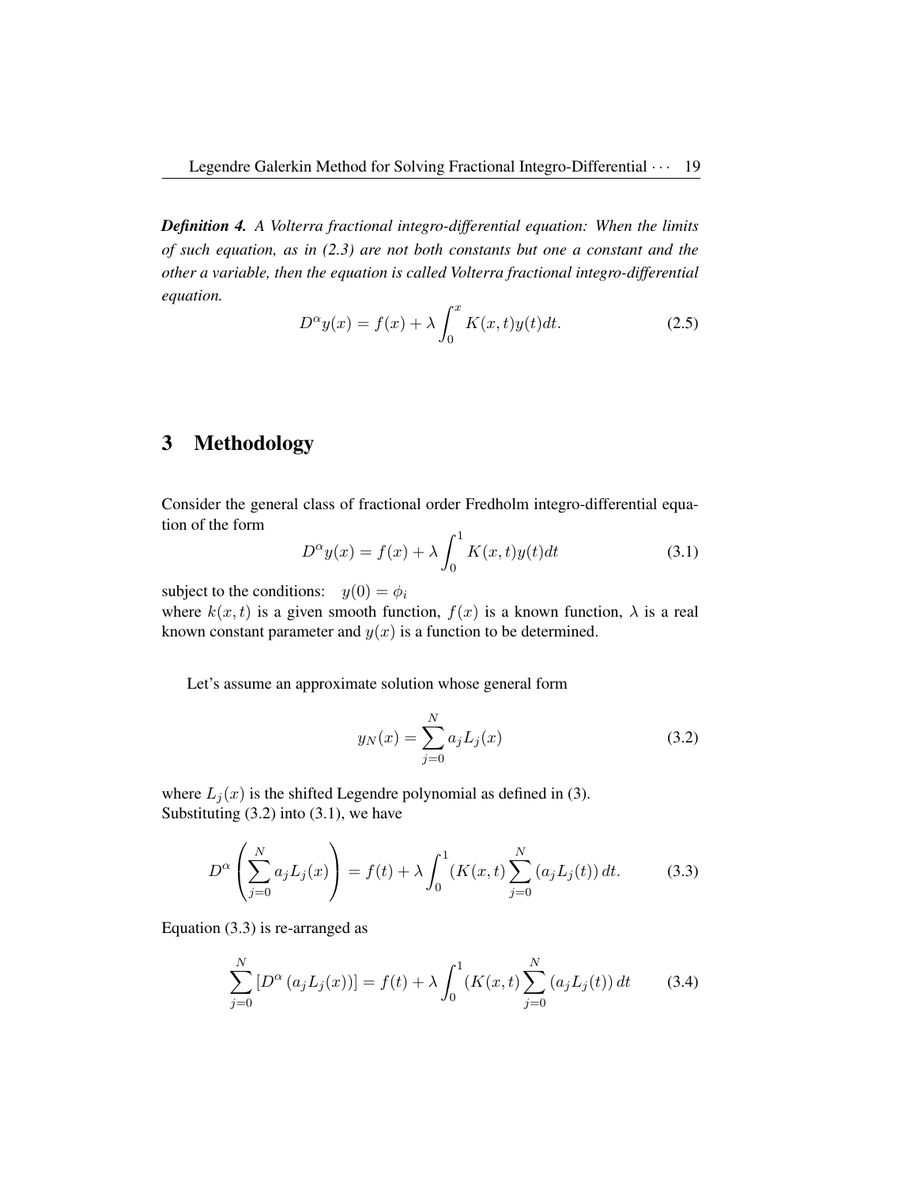***Definition 4.*** *A Volterra fractional integro-differential equation: When the limits of such equation, as in (2.3) are not both constants but one a constant and the other a variable, then the equation is called Volterra fractional integro-differential equation.*

$$D^{\alpha}y(x) = f(x) + \lambda \int_0^x K(x,t)y(t)dt. \tag{2.5}$$

# 3 Methodology

Consider the general class of fractional order Fredholm integro-differential equation of the form

$$D^{\alpha}y(x) = f(x) + \lambda \int_0^1 K(x,t)y(t)dt \tag{3.1}$$

subject to the conditions: $y(0) = \phi_i$

where $k(x,t)$ is a given smooth function, $f(x)$ is a known function, $\lambda$ is a real known constant parameter and $y(x)$ is a function to be determined.

Let's assume an approximate solution whose general form

$$y_N(x) = \sum_{j=0}^{N} a_j L_j(x) \tag{3.2}$$

where $L_j(x)$ is the shifted Legendre polynomial as defined in (3).
Substituting (3.2) into (3.1), we have

$$D^{\alpha}\left(\sum_{j=0}^{N} a_j L_j(x)\right) = f(t) + \lambda \int_0^1 (K(x,t) \sum_{j=0}^{N} (a_j L_j(t))\, dt. \tag{3.3}$$

Equation (3.3) is re-arranged as

$$\sum_{j=0}^{N} \left[D^{\alpha}\left(a_j L_j(x)\right)\right] = f(t) + \lambda \int_0^1 (K(x,t) \sum_{j=0}^{N} (a_j L_j(t))\, dt \tag{3.4}$$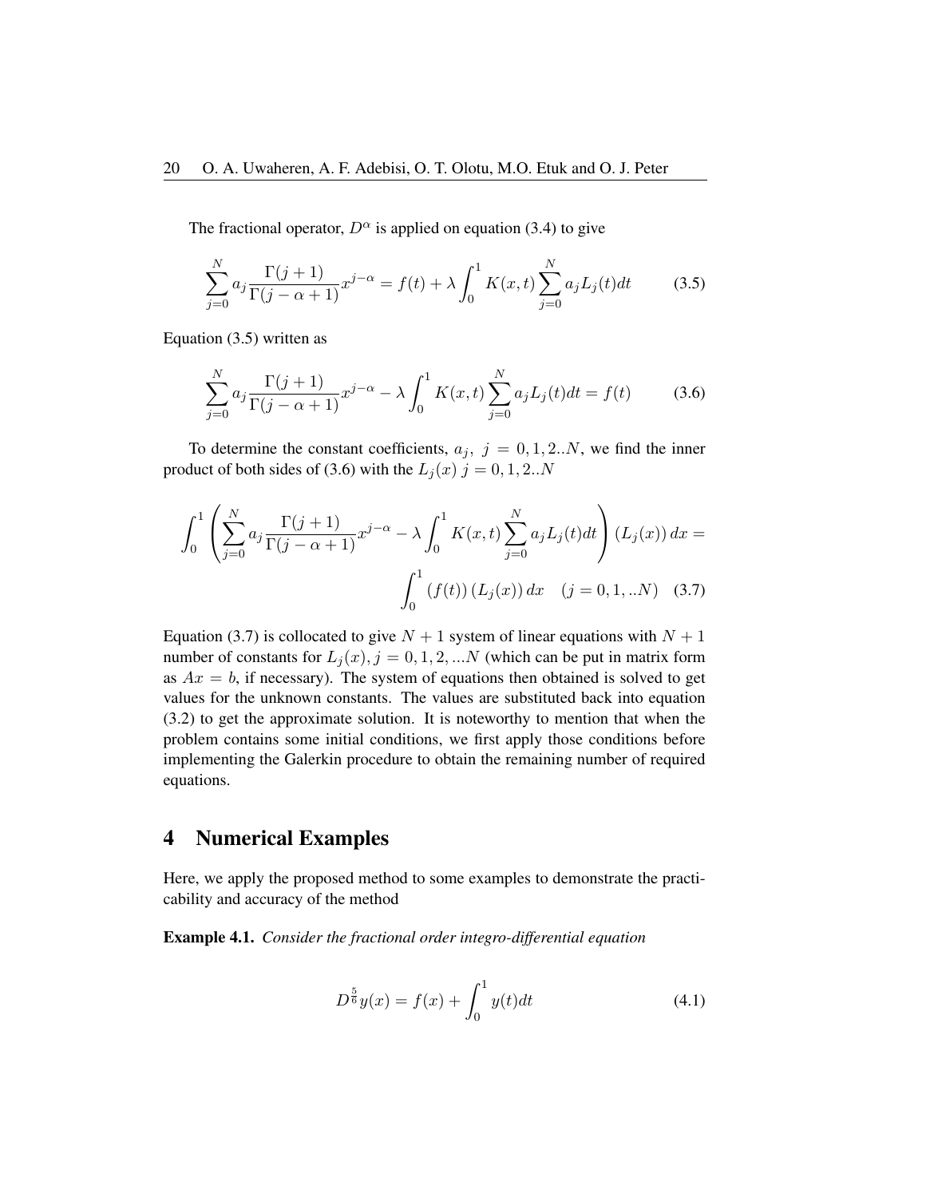The fractional operator, $D^{\alpha}$ is applied on equation (3.4) to give

$$\sum_{j=0}^{N} a_j \frac{\Gamma(j+1)}{\Gamma(j-\alpha+1)} x^{j-\alpha} = f(t) + \lambda \int_0^1 K(x,t) \sum_{j=0}^{N} a_j L_j(t) dt \tag{3.5}$$

Equation (3.5) written as

$$\sum_{j=0}^{N} a_j \frac{\Gamma(j+1)}{\Gamma(j-\alpha+1)} x^{j-\alpha} - \lambda \int_0^1 K(x,t) \sum_{j=0}^{N} a_j L_j(t) dt = f(t) \tag{3.6}$$

To determine the constant coefficients, $a_j,\ j = 0, 1, 2..N$, we find the inner product of both sides of (3.6) with the $L_j(x)\ j = 0, 1, 2..N$

$$\int_0^1 \left( \sum_{j=0}^{N} a_j \frac{\Gamma(j+1)}{\Gamma(j-\alpha+1)} x^{j-\alpha} - \lambda \int_0^1 K(x,t) \sum_{j=0}^{N} a_j L_j(t) dt \right) (L_j(x))\, dx = \int_0^1 (f(t))\, (L_j(x))\, dx \quad (j = 0, 1, ..N) \tag{3.7}$$

Equation (3.7) is collocated to give $N + 1$ system of linear equations with $N + 1$ number of constants for $L_j(x), j = 0, 1, 2, ...N$ (which can be put in matrix form as $Ax = b$, if necessary). The system of equations then obtained is solved to get values for the unknown constants. The values are substituted back into equation (3.2) to get the approximate solution. It is noteworthy to mention that when the problem contains some initial conditions, we first apply those conditions before implementing the Galerkin procedure to obtain the remaining number of required equations.

## 4 Numerical Examples

Here, we apply the proposed method to some examples to demonstrate the practicability and accuracy of the method

**Example 4.1.** *Consider the fractional order integro-differential equation*

$$D^{\frac{5}{6}} y(x) = f(x) + \int_0^1 y(t) dt \tag{4.1}$$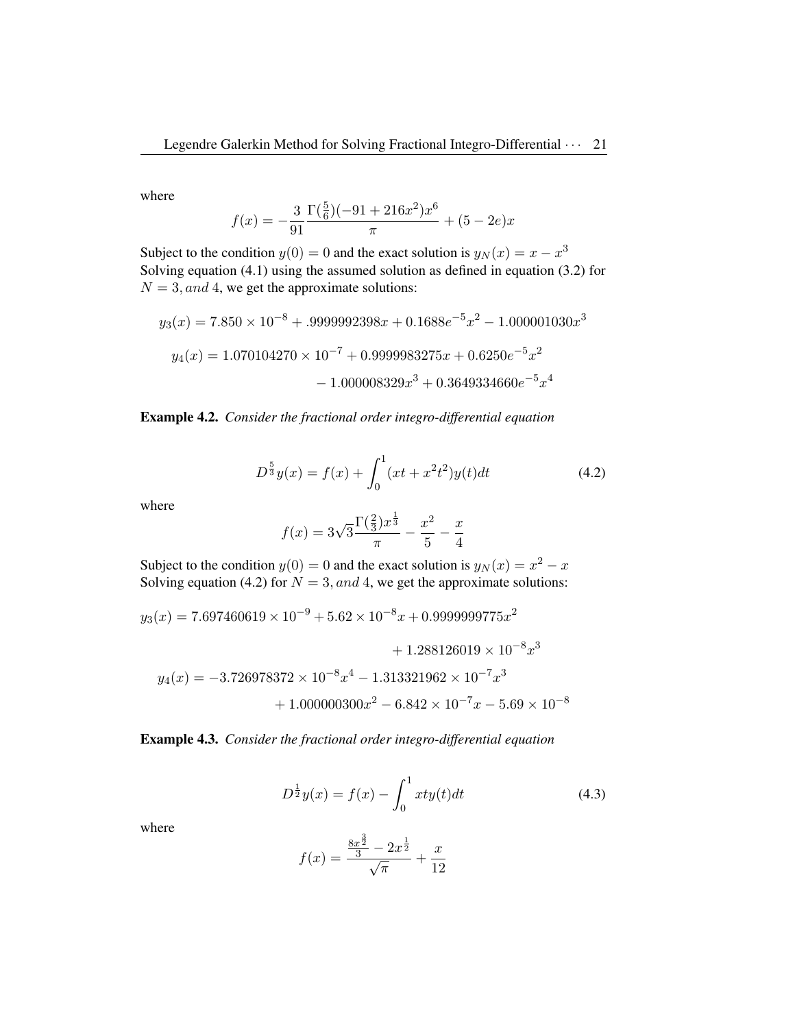where

$$f(x) = -\frac{3}{91}\frac{\Gamma(\frac{5}{6})(-91 + 216x^2)x^6}{\pi} + (5 - 2e)x$$

Subject to the condition $y(0) = 0$ and the exact solution is $y_N(x) = x - x^3$ Solving equation (4.1) using the assumed solution as defined in equation (3.2) for $N = 3, and\ 4$, we get the approximate solutions:

$$y_3(x) = 7.850 \times 10^{-8} + .9999992398x + 0.1688e^{-5}x^2 - 1.000001030x^3$$

$$y_4(x) = 1.070104270 \times 10^{-7} + 0.9999983275x + 0.6250e^{-5}x^2 - 1.000008329x^3 + 0.3649334660e^{-5}x^4$$

**Example 4.2.** *Consider the fractional order integro-differential equation*

$$D^{\frac{5}{3}}y(x) = f(x) + \int_0^1 (xt + x^2t^2)y(t)dt \tag{4.2}$$

where

$$f(x) = 3\sqrt{3}\frac{\Gamma(\frac{2}{3})x^{\frac{1}{3}}}{\pi} - \frac{x^2}{5} - \frac{x}{4}$$

Subject to the condition $y(0) = 0$ and the exact solution is $y_N(x) = x^2 - x$ Solving equation (4.2) for $N = 3, and\ 4$, we get the approximate solutions:

$$y_3(x) = 7.697460619 \times 10^{-9} + 5.62 \times 10^{-8}x + 0.9999999775x^2 + 1.288126019 \times 10^{-8}x^3$$

$$y_4(x) = -3.726978372 \times 10^{-8}x^4 - 1.313321962 \times 10^{-7}x^3 + 1.000000300x^2 - 6.842 \times 10^{-7}x - 5.69 \times 10^{-8}$$

**Example 4.3.** *Consider the fractional order integro-differential equation*

$$D^{\frac{1}{2}}y(x) = f(x) - \int_0^1 xty(t)dt \tag{4.3}$$

where

$$f(x) = \frac{\frac{8x^{\frac{3}{2}}}{3} - 2x^{\frac{1}{2}}}{\sqrt{\pi}} + \frac{x}{12}$$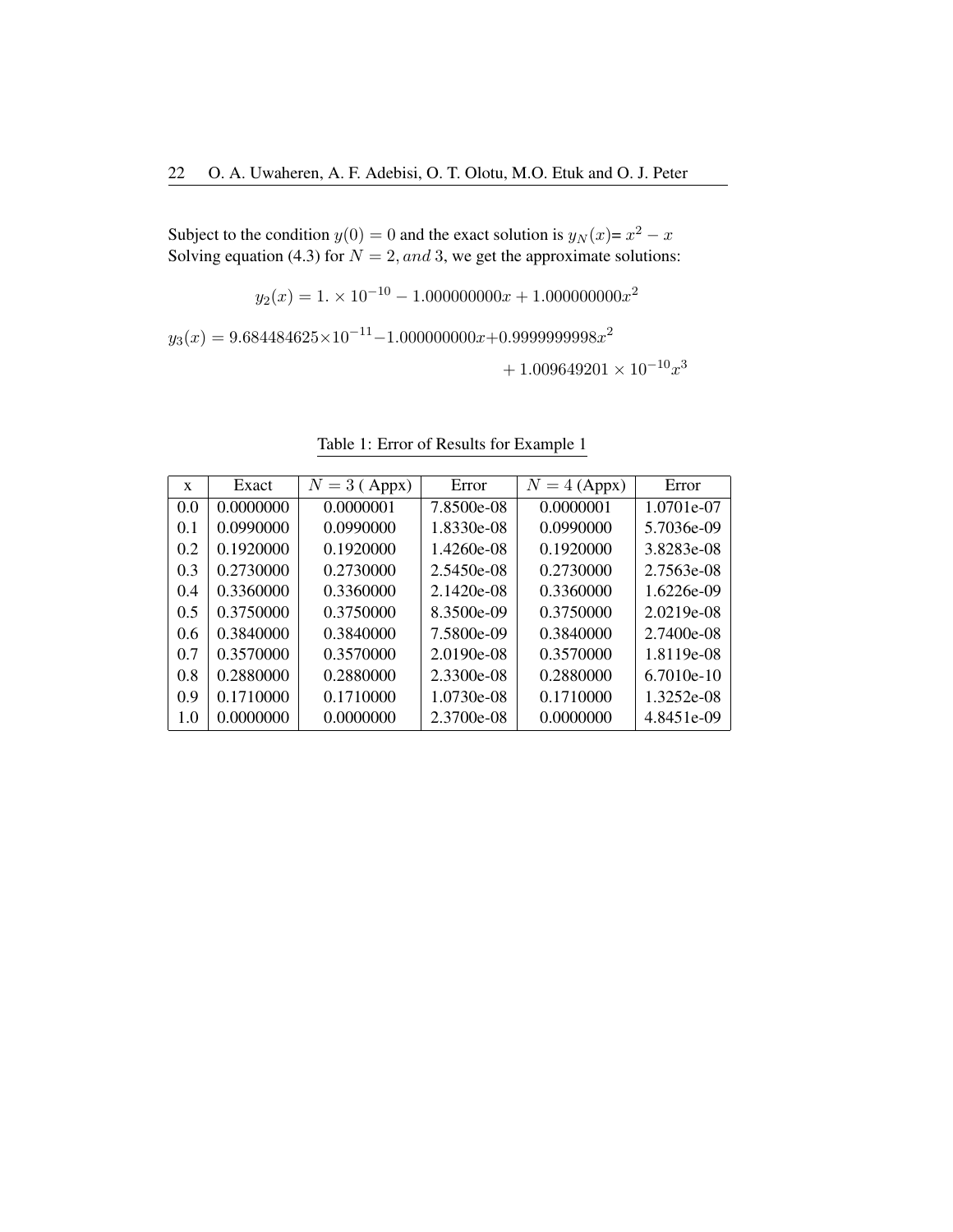Subject to the condition $y(0) = 0$ and the exact solution is $y_N(x)= x^2 - x$
Solving equation (4.3) for $N = 2, and\ 3$, we get the approximate solutions:

$$y_2(x) = 1. \times 10^{-10} - 1.000000000x + 1.000000000x^2$$

$$y_3(x) = 9.684484625 \times 10^{-11} - 1.000000000x + 0.9999999998x^2 + 1.009649201 \times 10^{-10}x^3$$

Table 1: Error of Results for Example 1

| x | Exact | $N = 3$ ( Appx) | Error | $N = 4$ (Appx) | Error |
|---|---|---|---|---|---|
| 0.0 | 0.0000000 | 0.0000001 | 7.8500e-08 | 0.0000001 | 1.0701e-07 |
| 0.1 | 0.0990000 | 0.0990000 | 1.8330e-08 | 0.0990000 | 5.7036e-09 |
| 0.2 | 0.1920000 | 0.1920000 | 1.4260e-08 | 0.1920000 | 3.8283e-08 |
| 0.3 | 0.2730000 | 0.2730000 | 2.5450e-08 | 0.2730000 | 2.7563e-08 |
| 0.4 | 0.3360000 | 0.3360000 | 2.1420e-08 | 0.3360000 | 1.6226e-09 |
| 0.5 | 0.3750000 | 0.3750000 | 8.3500e-09 | 0.3750000 | 2.0219e-08 |
| 0.6 | 0.3840000 | 0.3840000 | 7.5800e-09 | 0.3840000 | 2.7400e-08 |
| 0.7 | 0.3570000 | 0.3570000 | 2.0190e-08 | 0.3570000 | 1.8119e-08 |
| 0.8 | 0.2880000 | 0.2880000 | 2.3300e-08 | 0.2880000 | 6.7010e-10 |
| 0.9 | 0.1710000 | 0.1710000 | 1.0730e-08 | 0.1710000 | 1.3252e-08 |
| 1.0 | 0.0000000 | 0.0000000 | 2.3700e-08 | 0.0000000 | 4.8451e-09 |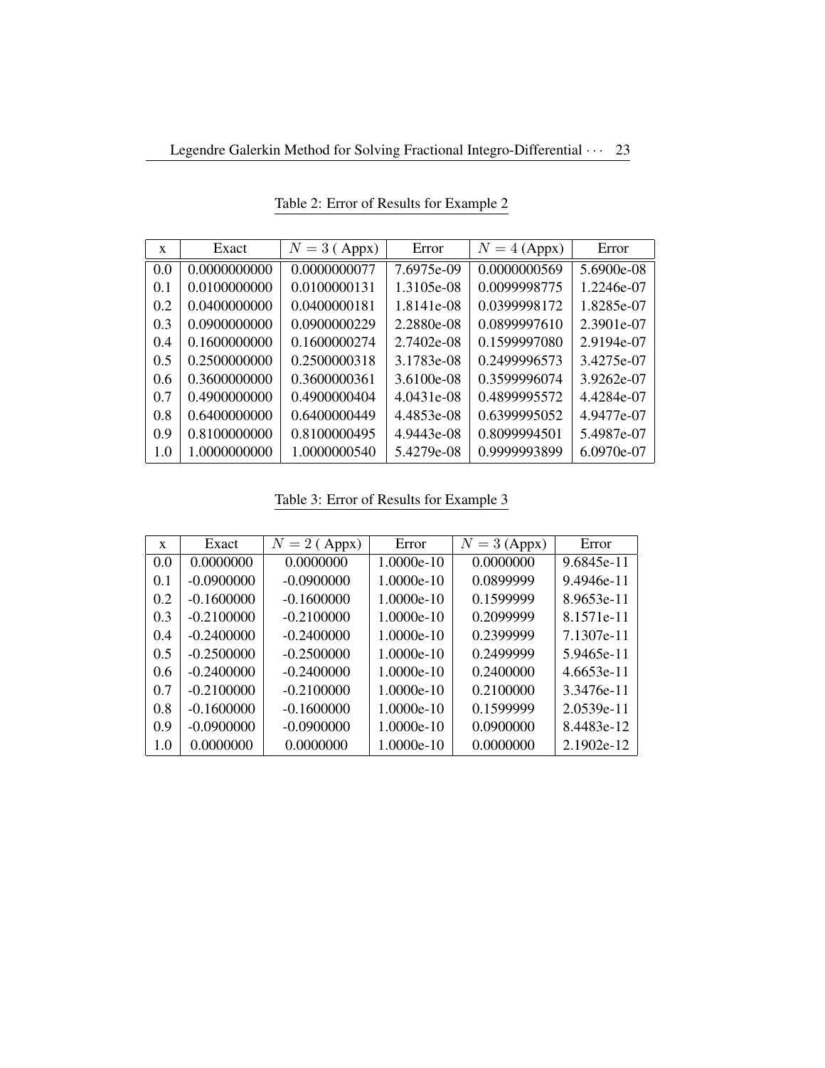Table 2: Error of Results for Example 2

| x | Exact | $N = 3$ ( Appx) | Error | $N = 4$ (Appx) | Error |
|---|---|---|---|---|---|
| 0.0 | 0.0000000000 | 0.0000000077 | 7.6975e-09 | 0.0000000569 | 5.6900e-08 |
| 0.1 | 0.0100000000 | 0.0100000131 | 1.3105e-08 | 0.0099998775 | 1.2246e-07 |
| 0.2 | 0.0400000000 | 0.0400000181 | 1.8141e-08 | 0.0399998172 | 1.8285e-07 |
| 0.3 | 0.0900000000 | 0.0900000229 | 2.2880e-08 | 0.0899997610 | 2.3901e-07 |
| 0.4 | 0.1600000000 | 0.1600000274 | 2.7402e-08 | 0.1599997080 | 2.9194e-07 |
| 0.5 | 0.2500000000 | 0.2500000318 | 3.1783e-08 | 0.2499996573 | 3.4275e-07 |
| 0.6 | 0.3600000000 | 0.3600000361 | 3.6100e-08 | 0.3599996074 | 3.9262e-07 |
| 0.7 | 0.4900000000 | 0.4900000404 | 4.0431e-08 | 0.4899995572 | 4.4284e-07 |
| 0.8 | 0.6400000000 | 0.6400000449 | 4.4853e-08 | 0.6399995052 | 4.9477e-07 |
| 0.9 | 0.8100000000 | 0.8100000495 | 4.9443e-08 | 0.8099994501 | 5.4987e-07 |
| 1.0 | 1.0000000000 | 1.0000000540 | 5.4279e-08 | 0.9999993899 | 6.0970e-07 |

Table 3: Error of Results for Example 3

| x | Exact | $N = 2$ ( Appx) | Error | $N = 3$ (Appx) | Error |
|---|---|---|---|---|---|
| 0.0 | 0.0000000 | 0.0000000 | 1.0000e-10 | 0.0000000 | 9.6845e-11 |
| 0.1 | -0.0900000 | -0.0900000 | 1.0000e-10 | 0.0899999 | 9.4946e-11 |
| 0.2 | -0.1600000 | -0.1600000 | 1.0000e-10 | 0.1599999 | 8.9653e-11 |
| 0.3 | -0.2100000 | -0.2100000 | 1.0000e-10 | 0.2099999 | 8.1571e-11 |
| 0.4 | -0.2400000 | -0.2400000 | 1.0000e-10 | 0.2399999 | 7.1307e-11 |
| 0.5 | -0.2500000 | -0.2500000 | 1.0000e-10 | 0.2499999 | 5.9465e-11 |
| 0.6 | -0.2400000 | -0.2400000 | 1.0000e-10 | 0.2400000 | 4.6653e-11 |
| 0.7 | -0.2100000 | -0.2100000 | 1.0000e-10 | 0.2100000 | 3.3476e-11 |
| 0.8 | -0.1600000 | -0.1600000 | 1.0000e-10 | 0.1599999 | 2.0539e-11 |
| 0.9 | -0.0900000 | -0.0900000 | 1.0000e-10 | 0.0900000 | 8.4483e-12 |
| 1.0 | 0.0000000 | 0.0000000 | 1.0000e-10 | 0.0000000 | 2.1902e-12 |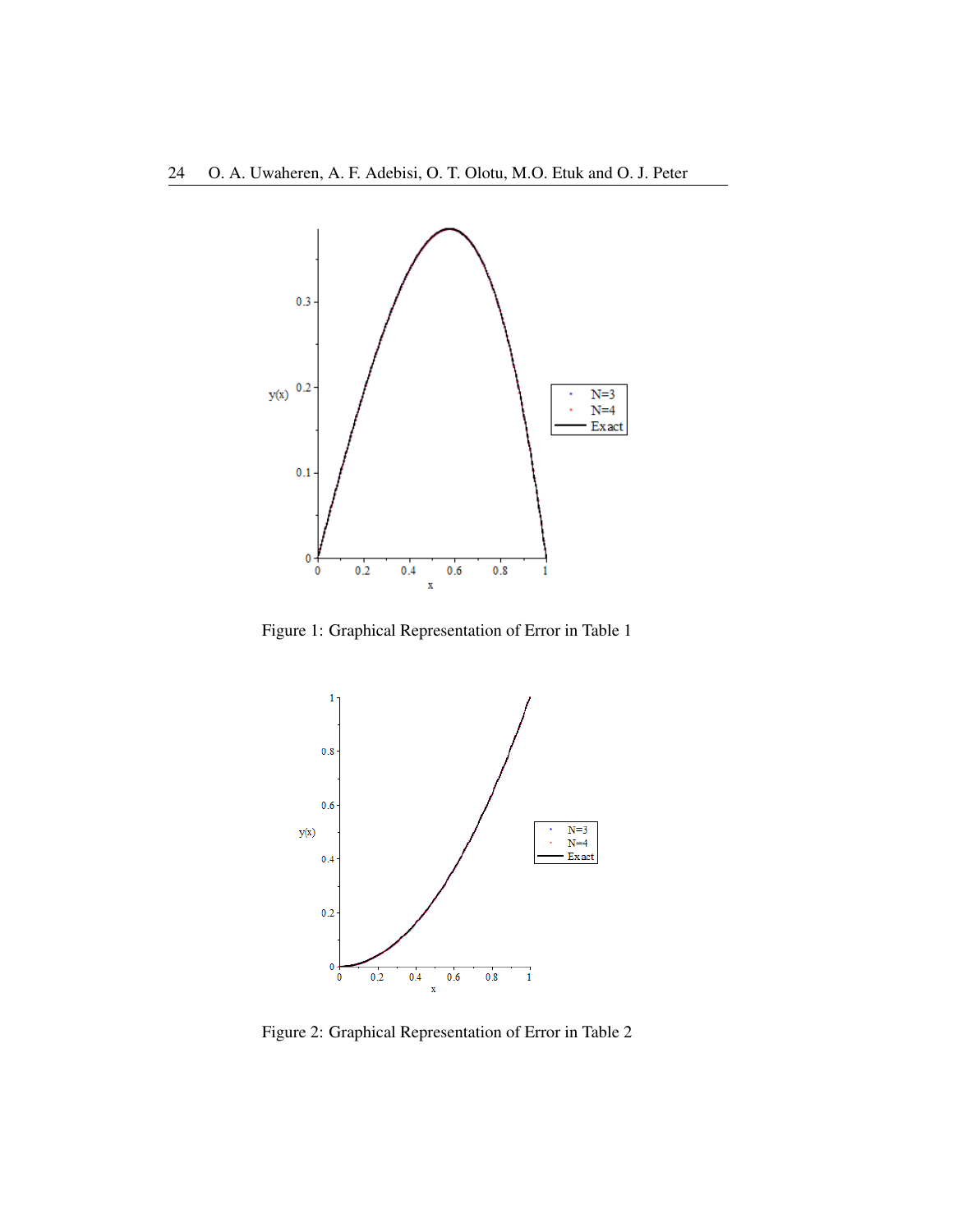Figure 1: Graphical Representation of Error in Table 1

Figure 2: Graphical Representation of Error in Table 2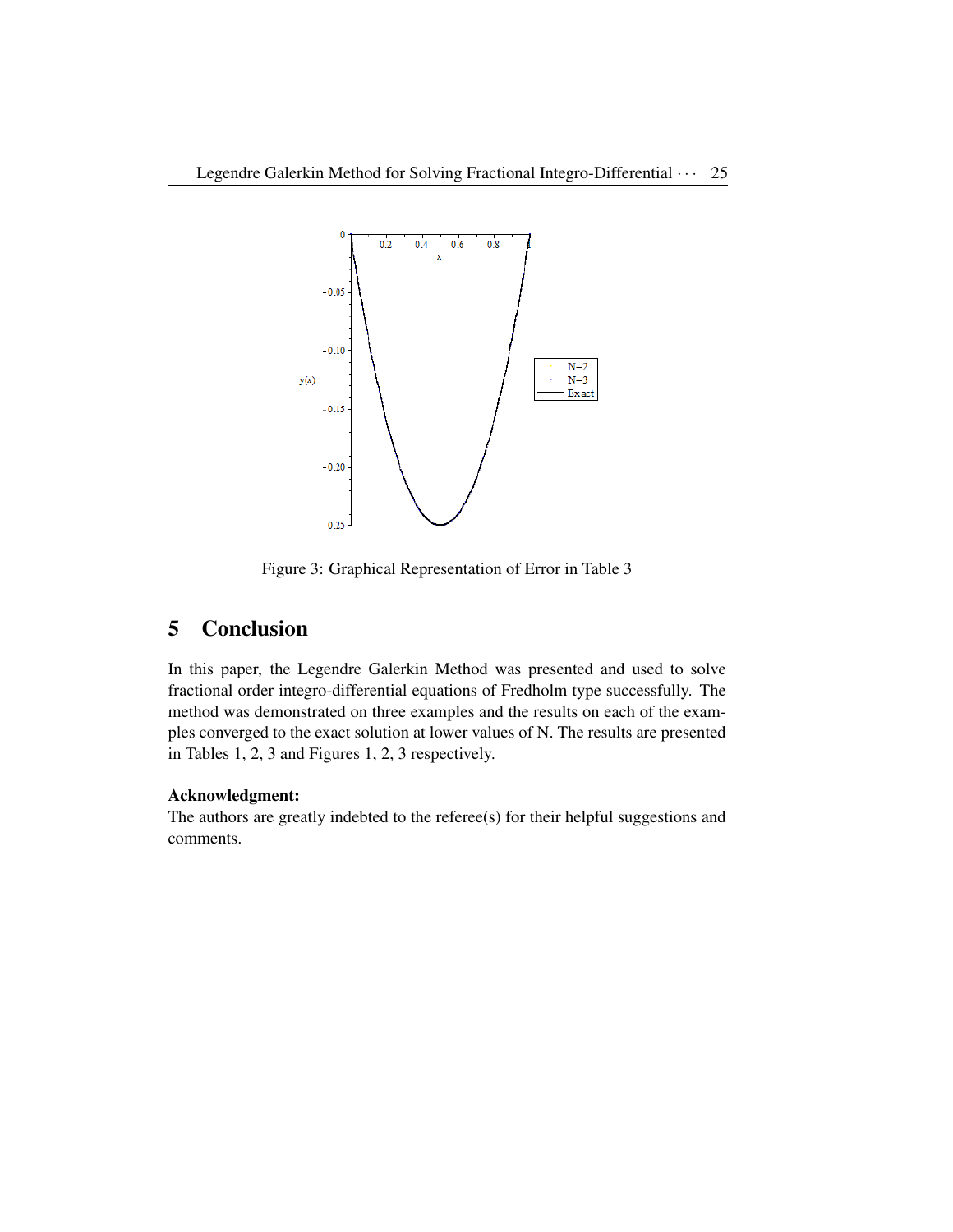Figure 3: Graphical Representation of Error in Table 3

## 5 Conclusion

In this paper, the Legendre Galerkin Method was presented and used to solve fractional order integro-differential equations of Fredholm type successfully. The method was demonstrated on three examples and the results on each of the examples converged to the exact solution at lower values of N. The results are presented in Tables 1, 2, 3 and Figures 1, 2, 3 respectively.

**Acknowledgment:**
The authors are greatly indebted to the referee(s) for their helpful suggestions and comments.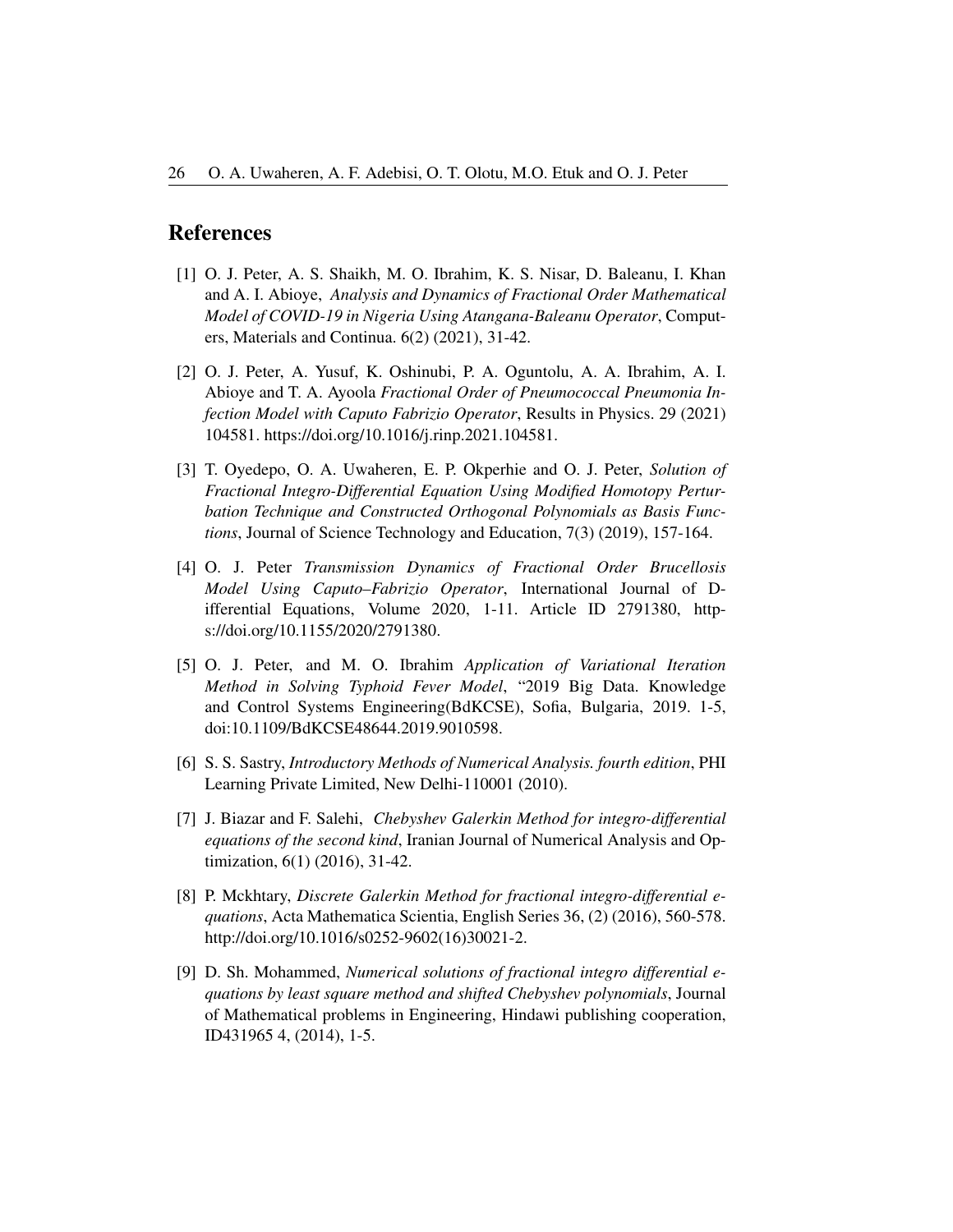## References

[1] O. J. Peter, A. S. Shaikh, M. O. Ibrahim, K. S. Nisar, D. Baleanu, I. Khan and A. I. Abioye, *Analysis and Dynamics of Fractional Order Mathematical Model of COVID-19 in Nigeria Using Atangana-Baleanu Operator*, Computers, Materials and Continua. 6(2) (2021), 31-42.

[2] O. J. Peter, A. Yusuf, K. Oshinubi, P. A. Oguntolu, A. A. Ibrahim, A. I. Abioye and T. A. Ayoola *Fractional Order of Pneumococcal Pneumonia Infection Model with Caputo Fabrizio Operator*, Results in Physics. 29 (2021) 104581. https://doi.org/10.1016/j.rinp.2021.104581.

[3] T. Oyedepo, O. A. Uwaheren, E. P. Okperhie and O. J. Peter, *Solution of Fractional Integro-Differential Equation Using Modified Homotopy Perturbation Technique and Constructed Orthogonal Polynomials as Basis Functions*, Journal of Science Technology and Education, 7(3) (2019), 157-164.

[4] O. J. Peter *Transmission Dynamics of Fractional Order Brucellosis Model Using Caputo–Fabrizio Operator*, International Journal of Differential Equations, Volume 2020, 1-11. Article ID 2791380, https://doi.org/10.1155/2020/2791380.

[5] O. J. Peter, and M. O. Ibrahim *Application of Variational Iteration Method in Solving Typhoid Fever Model*, "2019 Big Data. Knowledge and Control Systems Engineering(BdKCSE), Sofia, Bulgaria, 2019. 1-5, doi:10.1109/BdKCSE48644.2019.9010598.

[6] S. S. Sastry, *Introductory Methods of Numerical Analysis. fourth edition*, PHI Learning Private Limited, New Delhi-110001 (2010).

[7] J. Biazar and F. Salehi, *Chebyshev Galerkin Method for integro-differential equations of the second kind*, Iranian Journal of Numerical Analysis and Optimization, 6(1) (2016), 31-42.

[8] P. Mckhtary, *Discrete Galerkin Method for fractional integro-differential equations*, Acta Mathematica Scientia, English Series 36, (2) (2016), 560-578. http://doi.org/10.1016/s0252-9602(16)30021-2.

[9] D. Sh. Mohammed, *Numerical solutions of fractional integro differential equations by least square method and shifted Chebyshev polynomials*, Journal of Mathematical problems in Engineering, Hindawi publishing cooperation, ID431965 4, (2014), 1-5.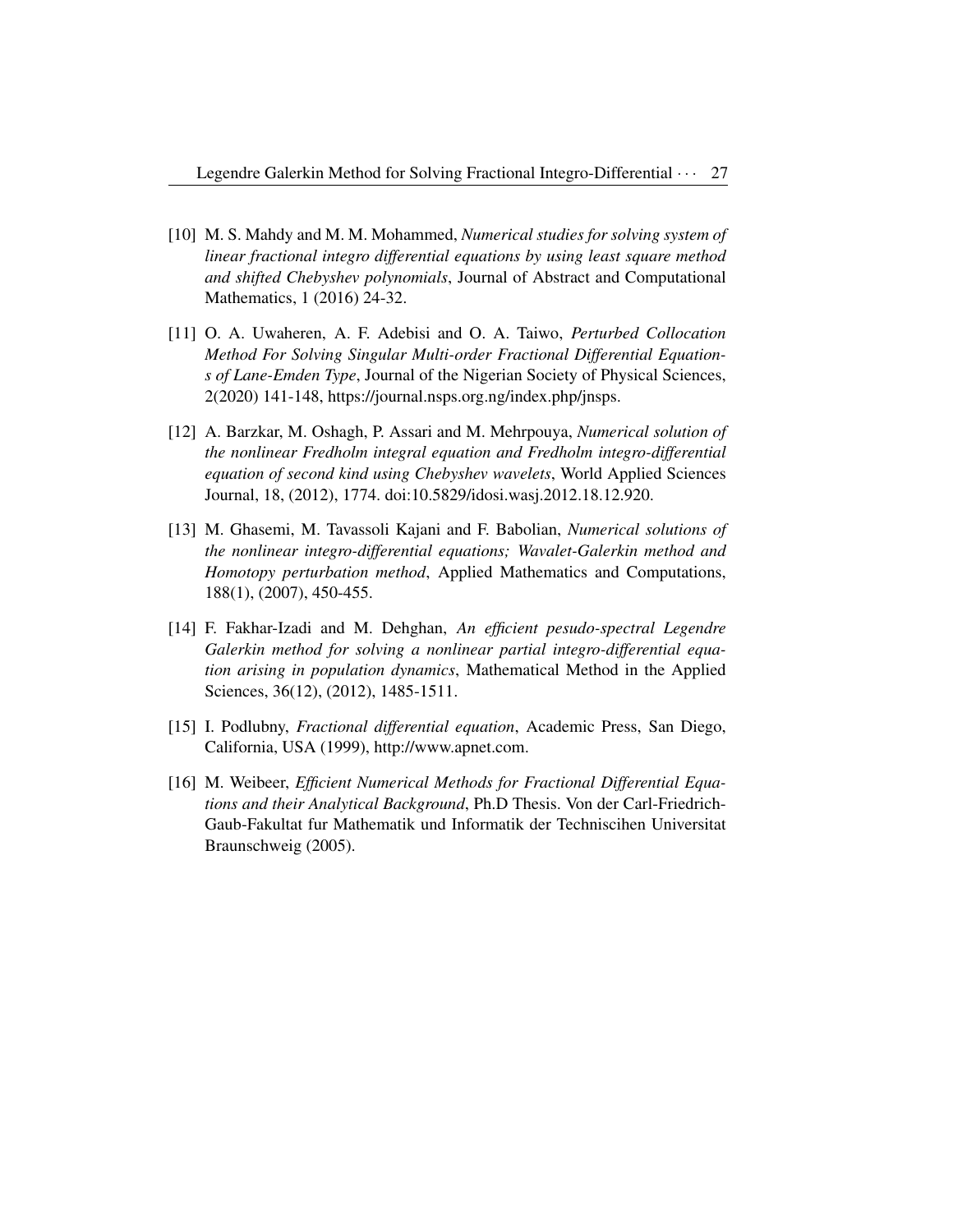[10] M. S. Mahdy and M. M. Mohammed, *Numerical studies for solving system of linear fractional integro differential equations by using least square method and shifted Chebyshev polynomials*, Journal of Abstract and Computational Mathematics, 1 (2016) 24-32.

[11] O. A. Uwaheren, A. F. Adebisi and O. A. Taiwo, *Perturbed Collocation Method For Solving Singular Multi-order Fractional Differential Equations of Lane-Emden Type*, Journal of the Nigerian Society of Physical Sciences, 2(2020) 141-148, https://journal.nsps.org.ng/index.php/jnsps.

[12] A. Barzkar, M. Oshagh, P. Assari and M. Mehrpouya, *Numerical solution of the nonlinear Fredholm integral equation and Fredholm integro-differential equation of second kind using Chebyshev wavelets*, World Applied Sciences Journal, 18, (2012), 1774. doi:10.5829/idosi.wasj.2012.18.12.920.

[13] M. Ghasemi, M. Tavassoli Kajani and F. Babolian, *Numerical solutions of the nonlinear integro-differential equations; Wavalet-Galerkin method and Homotopy perturbation method*, Applied Mathematics and Computations, 188(1), (2007), 450-455.

[14] F. Fakhar-Izadi and M. Dehghan, *An efficient pesudo-spectral Legendre Galerkin method for solving a nonlinear partial integro-differential equation arising in population dynamics*, Mathematical Method in the Applied Sciences, 36(12), (2012), 1485-1511.

[15] I. Podlubny, *Fractional differential equation*, Academic Press, San Diego, California, USA (1999), http://www.apnet.com.

[16] M. Weibeer, *Efficient Numerical Methods for Fractional Differential Equations and their Analytical Background*, Ph.D Thesis. Von der Carl-Friedrich-Gaub-Fakultat fur Mathematik und Informatik der Techniscihen Universitat Braunschweig (2005).